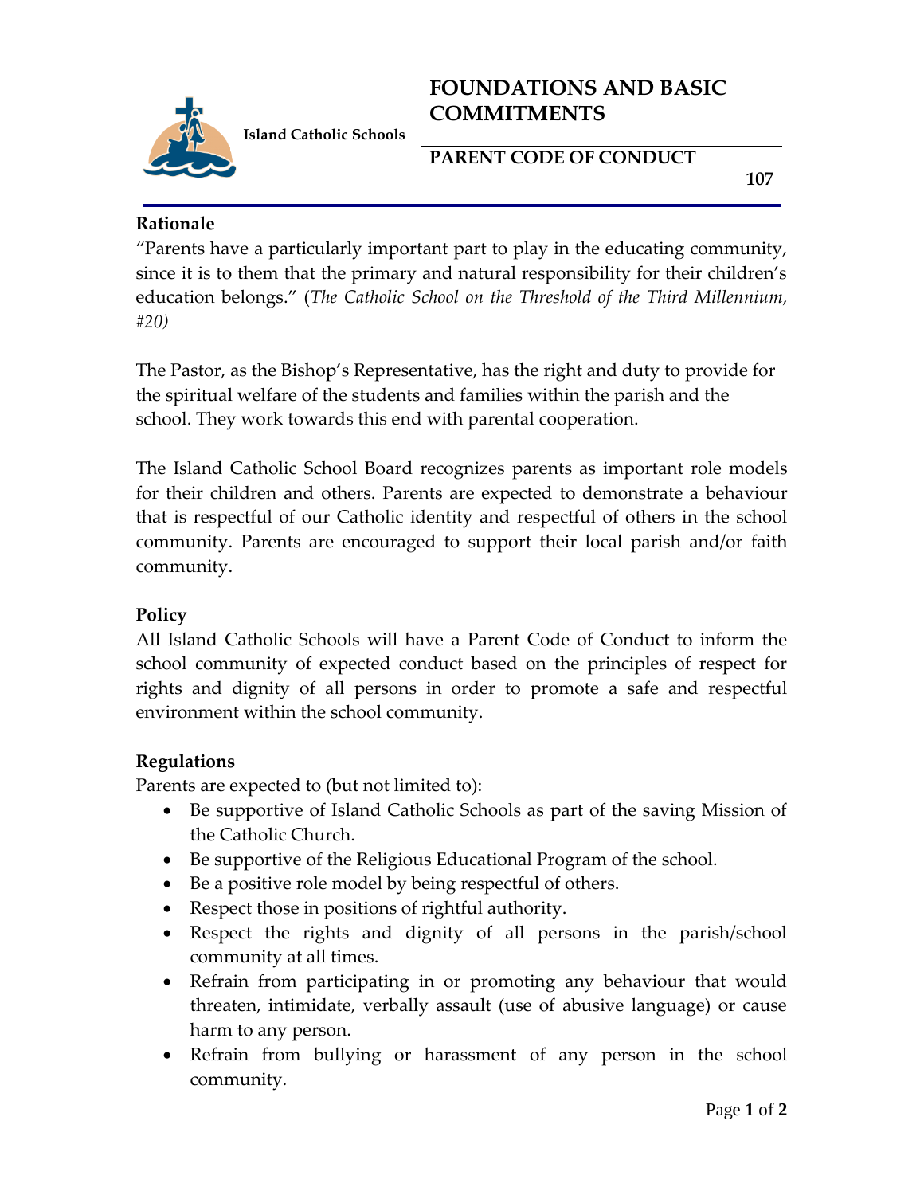Island Catholic Schools

# FOUNDATIONS AND BASIC COMMITMENTS

## PARENT CODE OF CONDUCT

**107**

### Rationale

"Parents have a particularly important part to play in the educating community, since it is to them that the primary and natural responsibility for their children's education belongs." (*The Catholic School on the Threshold of the Third Millennium, #20)*

The Pastor, as the Bishop's Representative, has the right and duty to provide for the spiritual welfare of the students and families within the parish and the school. They work towards this end with parental cooperation.

The Island Catholic School Board recognizes parents as important role models for their children and others. Parents are expected to demonstrate a behaviour that is respectful of our Catholic identity and respectful of others in the school community. Parents are encouraged to support their local parish and/or faith community.

### Policy

All Island Catholic Schools will have a Parent Code of Conduct to inform the school community of expected conduct based on the principles of respect for rights and dignity of all persons in order to promote a safe and respectful environment within the school community.

### Regulations

Parents are expected to (but not limited to):

- Be supportive of Island Catholic Schools as part of the saving Mission of the Catholic Church.
- Be supportive of the Religious Educational Program of the school.
- Be a positive role model by being respectful of others.
- Respect those in positions of rightful authority.
- Respect the rights and dignity of all persons in the parish/school community at all times.
- Refrain from participating in or promoting any behaviour that would threaten, intimidate, verbally assault (use of abusive language) or cause harm to any person.
- Refrain from bullying or harassment of any person in the school community.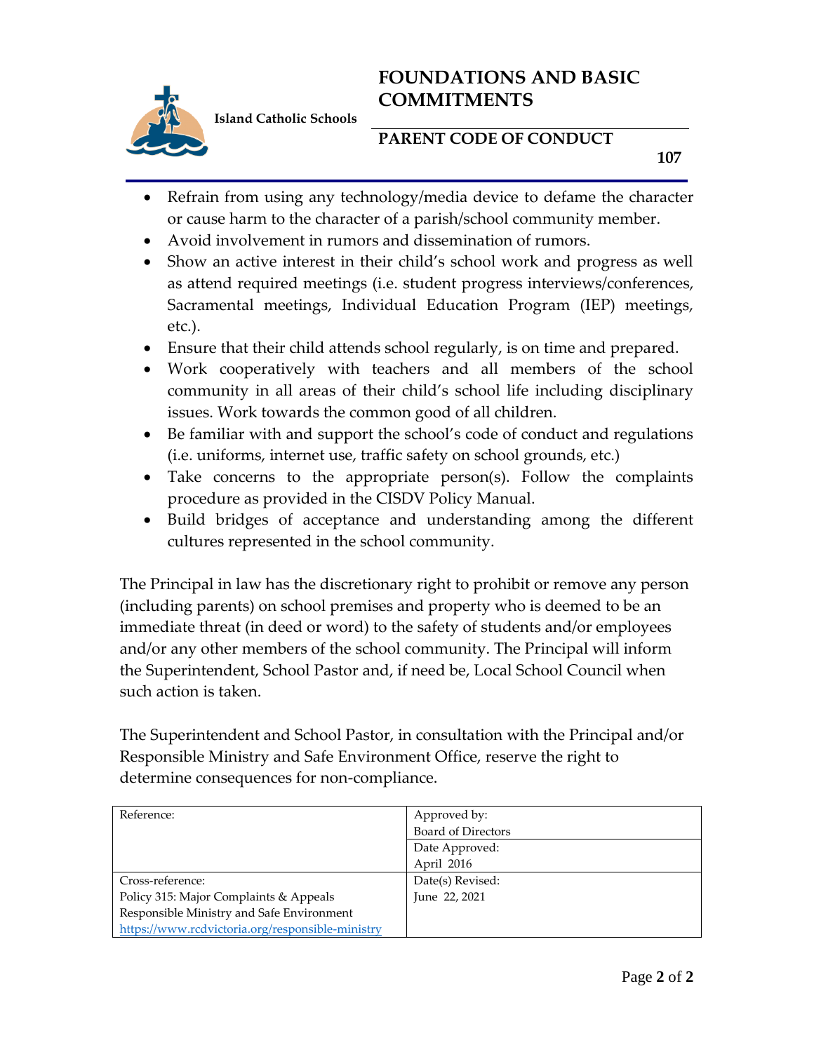- Refrain from using any technology/media device to defame the character or cause harm to the character of a parish/school community member.
- Avoid involvement in rumors and dissemination of rumors.
- Show an active interest in their child's school work and progress as well as attend required meetings (i.e. student progress interviews/conferences, Sacramental meetings, Individual Education Program (IEP) meetings, etc.).
- Ensure that their child attends school regularly, is on time and prepared.
- Work cooperatively with teachers and all members of the school community in all areas of their child's school life including disciplinary issues. Work towards the common good of all children.
- Be familiar with and support the school's code of conduct and regulations (i.e. uniforms, internet use, traffic safety on school grounds, etc.)
- Take concerns to the appropriate person(s). Follow the complaints procedure as provided in the CISDV Policy Manual.
- Build bridges of acceptance and understanding among the different cultures represented in the school community.

The Principal in law has the discretionary right to prohibit or remove any person (including parents) on school premises and property who is deemed to be an immediate threat (in deed or word) to the safety of students and/or employees and/or any other members of the school community. The Principal will inform the Superintendent, School Pastor and, if need be, Local School Council when such action is taken.

The Superintendent and School Pastor, in consultation with the Principal and/or Responsible Ministry and Safe Environment Office, reserve the right to determine consequences for non-compliance.

| | |
|---|---|
| Reference: | Approved by:<br>Board of Directors |
| | Date Approved:<br>April 2016 |
| Cross-reference:<br>Policy 315: Major Complaints & Appeals<br>Responsible Ministry and Safe Environment<br>https://www.rcdvictoria.org/responsible-ministry | Date(s) Revised:<br>June 22, 2021 |